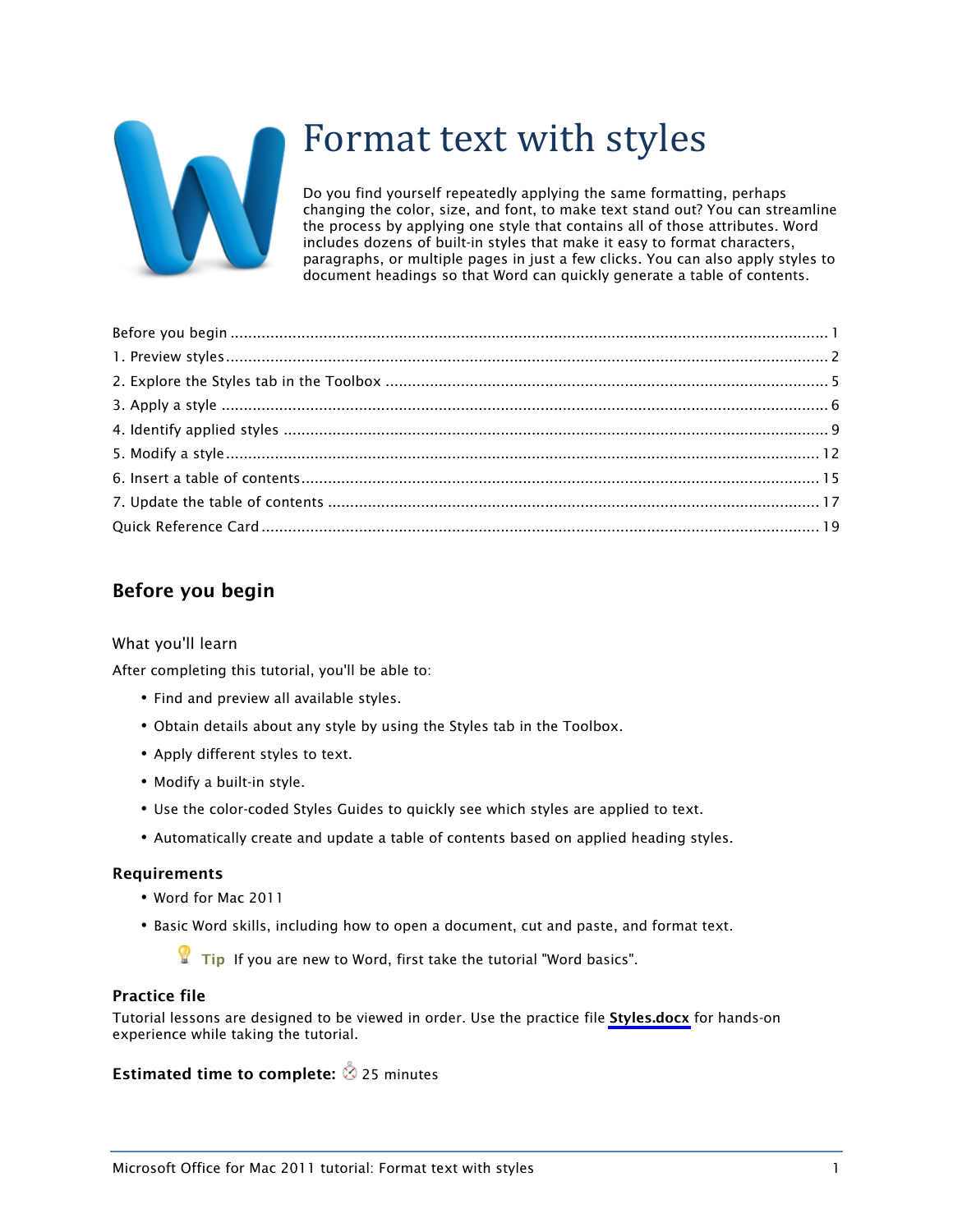# Format text with styles

Do you find yourself repeatedly applying the same formatting, perhaps changing the color, size, and font, to make text stand out? You can streamline the process by applying one style that contains all of those attributes. Word includes dozens of built-in styles that make it easy to format characters, paragraphs, or multiple pages in just a few clicks. You can also apply styles to document headings so that Word can quickly generate a table of contents.

Before you begin ........ 1
1. Preview styles ........ 2
2. Explore the Styles tab in the Toolbox ........ 5
3. Apply a style ........ 6
4. Identify applied styles ........ 9
5. Modify a style ........ 12
6. Insert a table of contents ........ 15
7. Update the table of contents ........ 17
Quick Reference Card ........ 19

## Before you begin

### What you'll learn

After completing this tutorial, you'll be able to:

- Find and preview all available styles.
- Obtain details about any style by using the Styles tab in the Toolbox.
- Apply different styles to text.
- Modify a built-in style.
- Use the color-coded Styles Guides to quickly see which styles are applied to text.
- Automatically create and update a table of contents based on applied heading styles.

### Requirements

- Word for Mac 2011
- Basic Word skills, including how to open a document, cut and paste, and format text.

> **Tip** If you are new to Word, first take the tutorial "Word basics".

### Practice file

Tutorial lessons are designed to be viewed in order. Use the practice file **Styles.docx** for hands-on experience while taking the tutorial.

**Estimated time to complete:** 25 minutes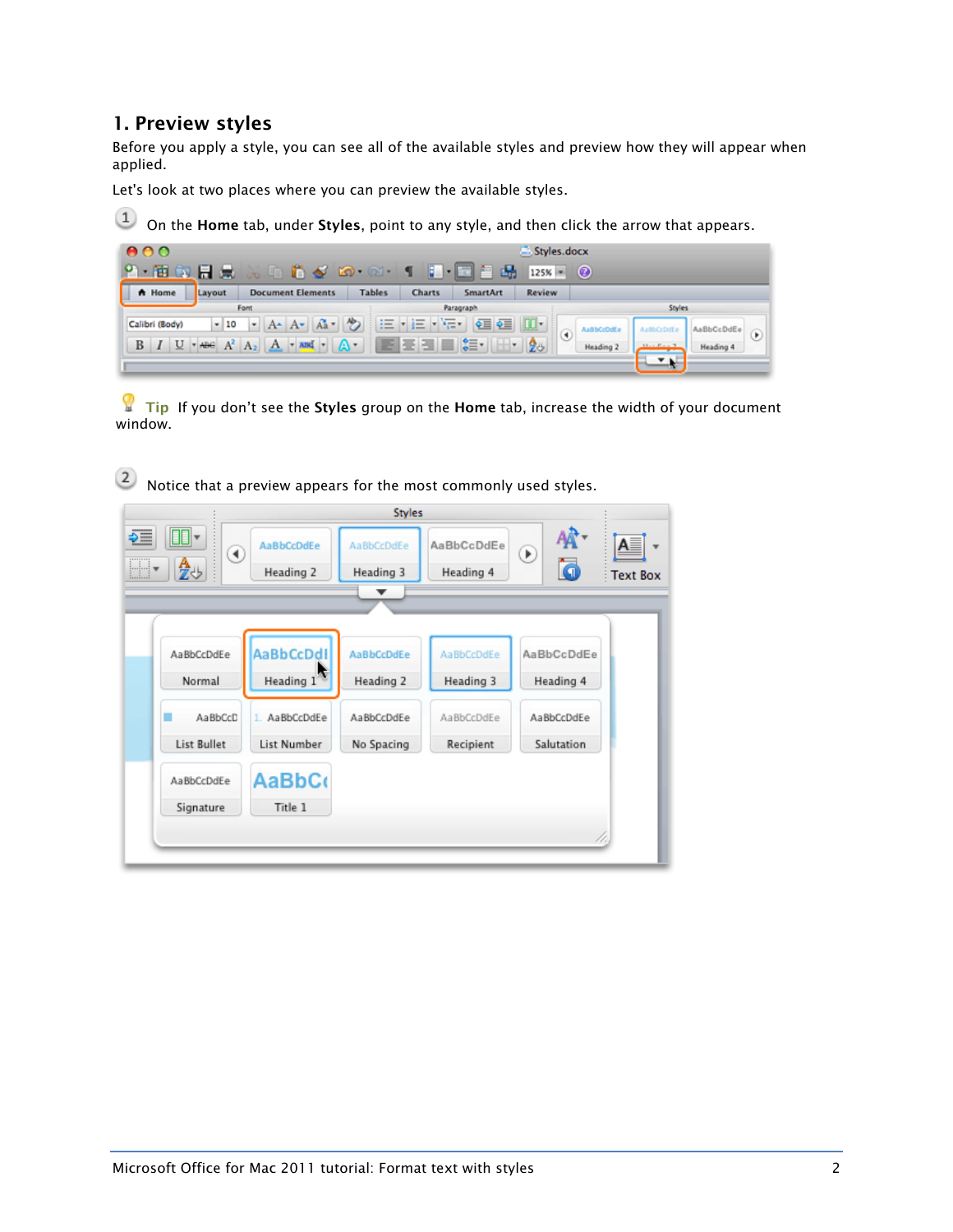## 1. Preview styles

Before you apply a style, you can see all of the available styles and preview how they will appear when applied.

Let's look at two places where you can preview the available styles.

1. On the **Home** tab, under **Styles**, point to any style, and then click the arrow that appears.

**Tip** If you don't see the **Styles** group on the **Home** tab, increase the width of your document window.

2. Notice that a preview appears for the most commonly used styles.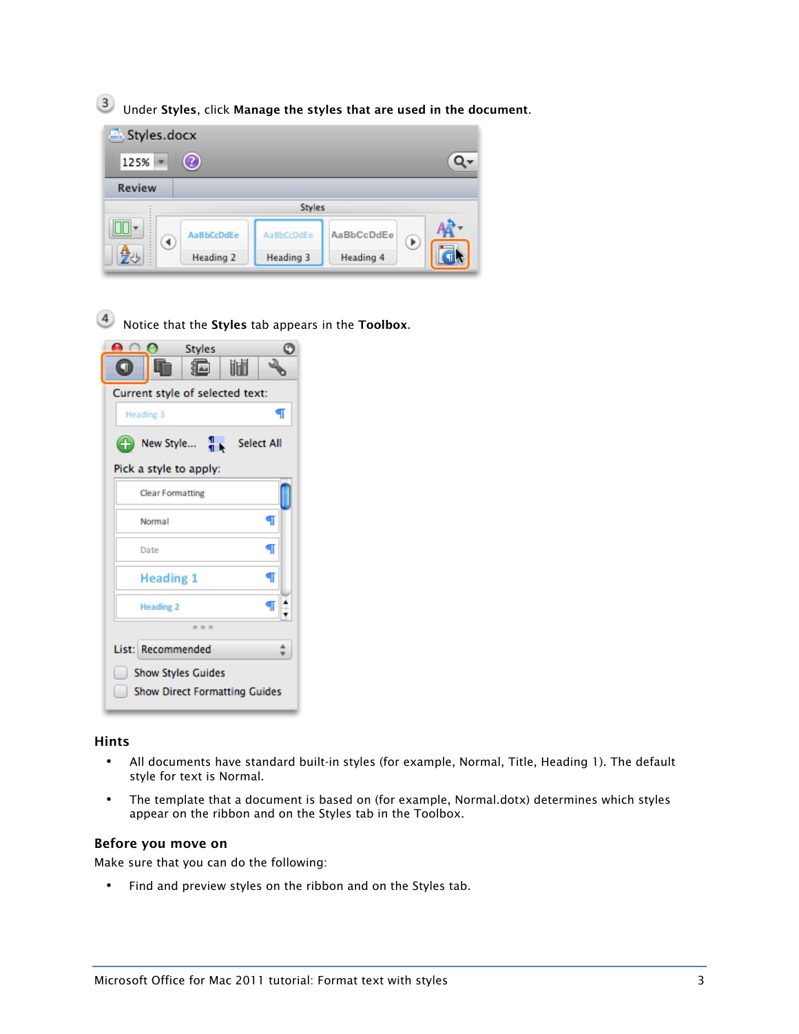3. Under **Styles**, click **Manage the styles that are used in the document**.

4. Notice that the **Styles** tab appears in the **Toolbox**.

## Hints

- All documents have standard built-in styles (for example, Normal, Title, Heading 1). The default style for text is Normal.
- The template that a document is based on (for example, Normal.dotx) determines which styles appear on the ribbon and on the Styles tab in the Toolbox.

## Before you move on

Make sure that you can do the following:

- Find and preview styles on the ribbon and on the Styles tab.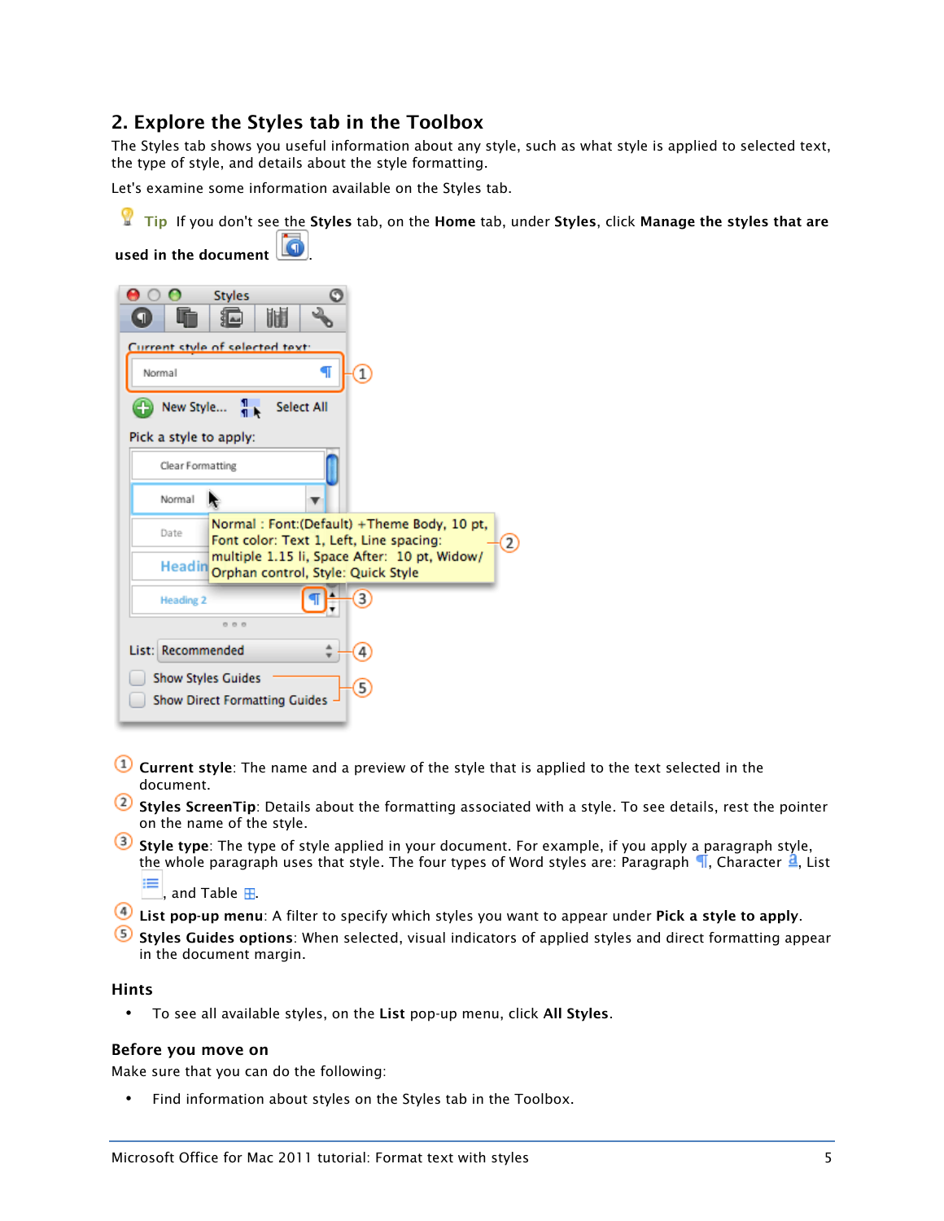## 2. Explore the Styles tab in the Toolbox

The Styles tab shows you useful information about any style, such as what style is applied to selected text, the type of style, and details about the style formatting.

Let's examine some information available on the Styles tab.

**Tip** If you don't see the **Styles** tab, on the **Home** tab, under **Styles**, click **Manage the styles that are used in the document**.

1. **Current style**: The name and a preview of the style that is applied to the text selected in the document.
2. **Styles ScreenTip**: Details about the formatting associated with a style. To see details, rest the pointer on the name of the style.
3. **Style type**: The type of style applied in your document. For example, if you apply a paragraph style, the whole paragraph uses that style. The four types of Word styles are: Paragraph ¶, Character a, List, and Table.
4. **List pop-up menu**: A filter to specify which styles you want to appear under **Pick a style to apply**.
5. **Styles Guides options**: When selected, visual indicators of applied styles and direct formatting appear in the document margin.

### Hints

- To see all available styles, on the **List** pop-up menu, click **All Styles**.

### Before you move on

Make sure that you can do the following:

- Find information about styles on the Styles tab in the Toolbox.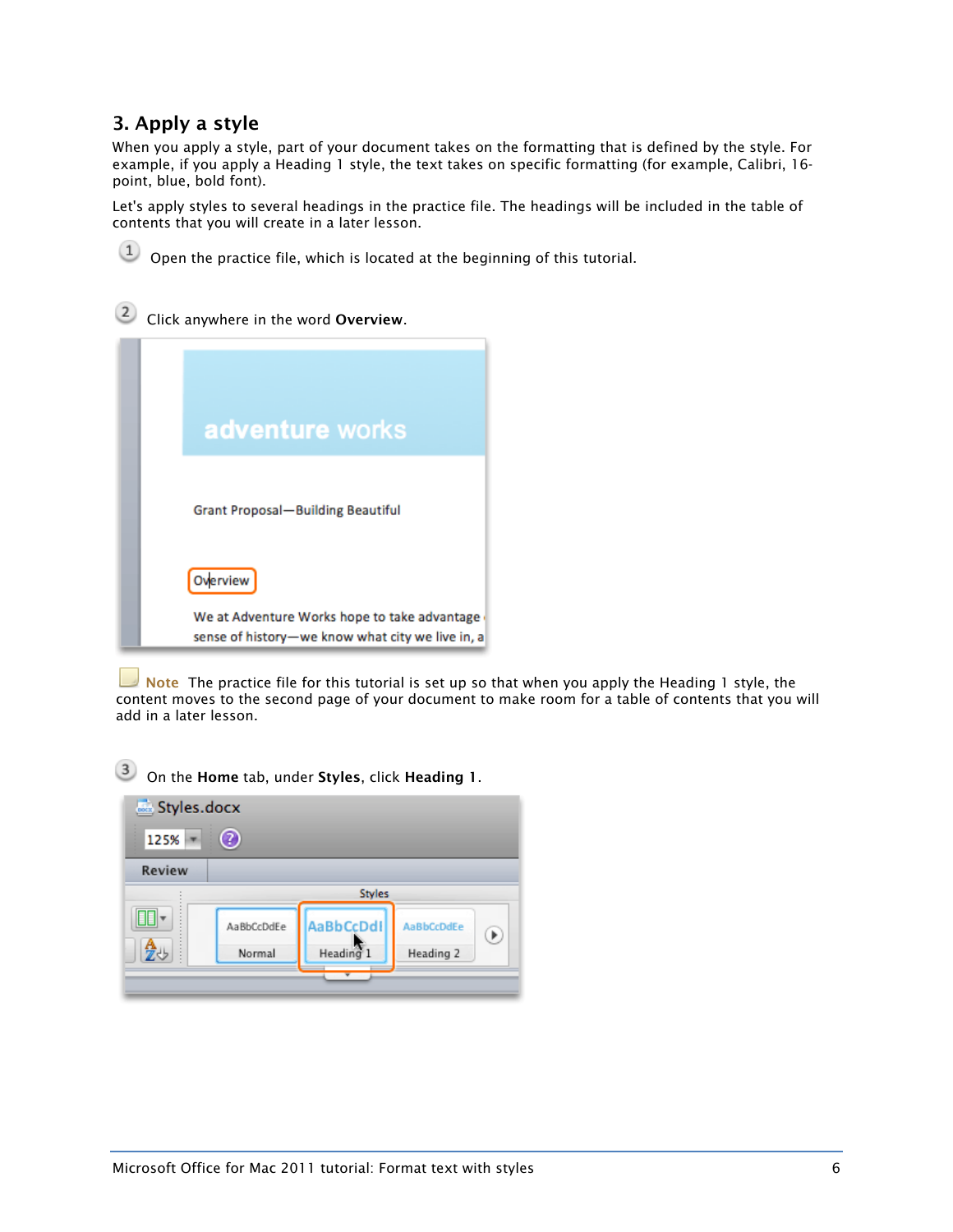## 3. Apply a style

When you apply a style, part of your document takes on the formatting that is defined by the style. For example, if you apply a Heading 1 style, the text takes on specific formatting (for example, Calibri, 16-point, blue, bold font).

Let's apply styles to several headings in the practice file. The headings will be included in the table of contents that you will create in a later lesson.

1. Open the practice file, which is located at the beginning of this tutorial.

2. Click anywhere in the word **Overview**.

**Note** The practice file for this tutorial is set up so that when you apply the Heading 1 style, the content moves to the second page of your document to make room for a table of contents that you will add in a later lesson.

3. On the **Home** tab, under **Styles**, click **Heading 1**.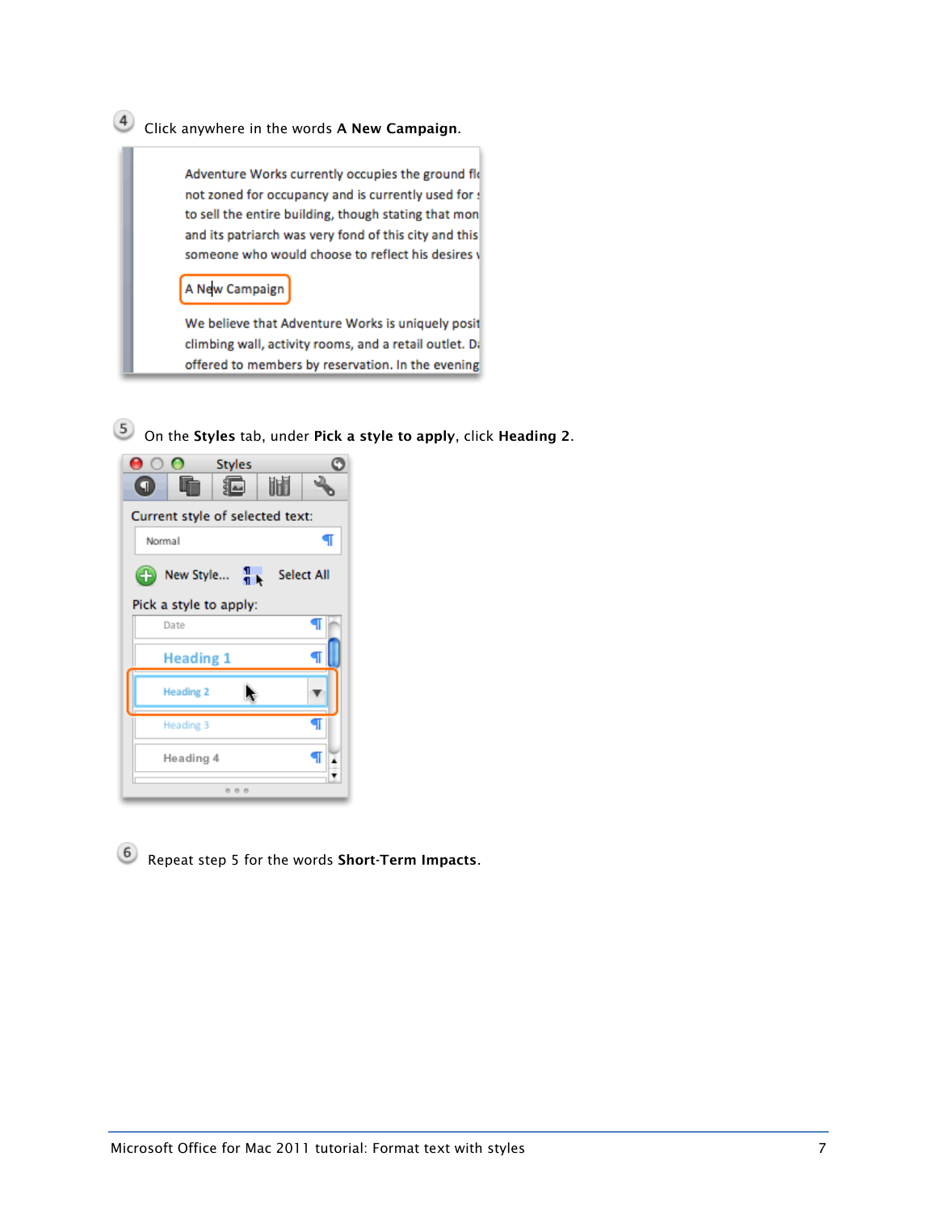4. Click anywhere in the words **A New Campaign**.

5. On the **Styles** tab, under **Pick a style to apply**, click **Heading 2**.

6. Repeat step 5 for the words **Short-Term Impacts**.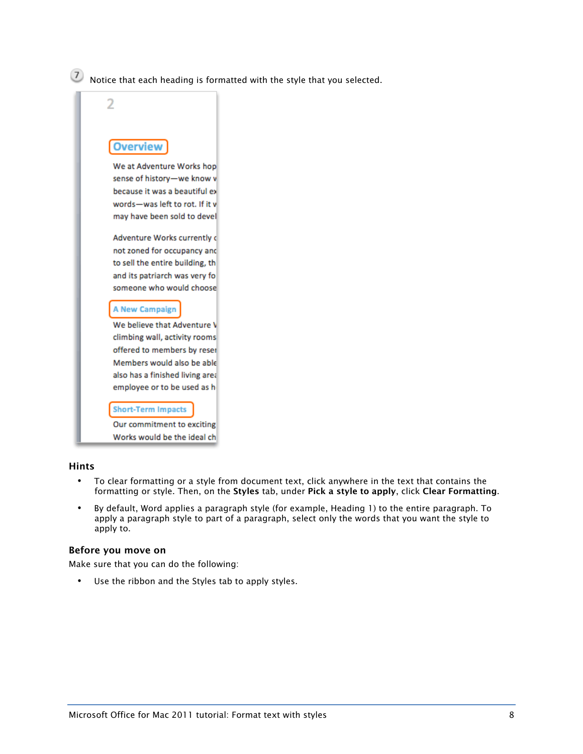7. Notice that each heading is formatted with the style that you selected.

## Hints

- To clear formatting or a style from document text, click anywhere in the text that contains the formatting or style. Then, on the **Styles** tab, under **Pick a style to apply**, click **Clear Formatting**.
- By default, Word applies a paragraph style (for example, Heading 1) to the entire paragraph. To apply a paragraph style to part of a paragraph, select only the words that you want the style to apply to.

## Before you move on

Make sure that you can do the following:

- Use the ribbon and the Styles tab to apply styles.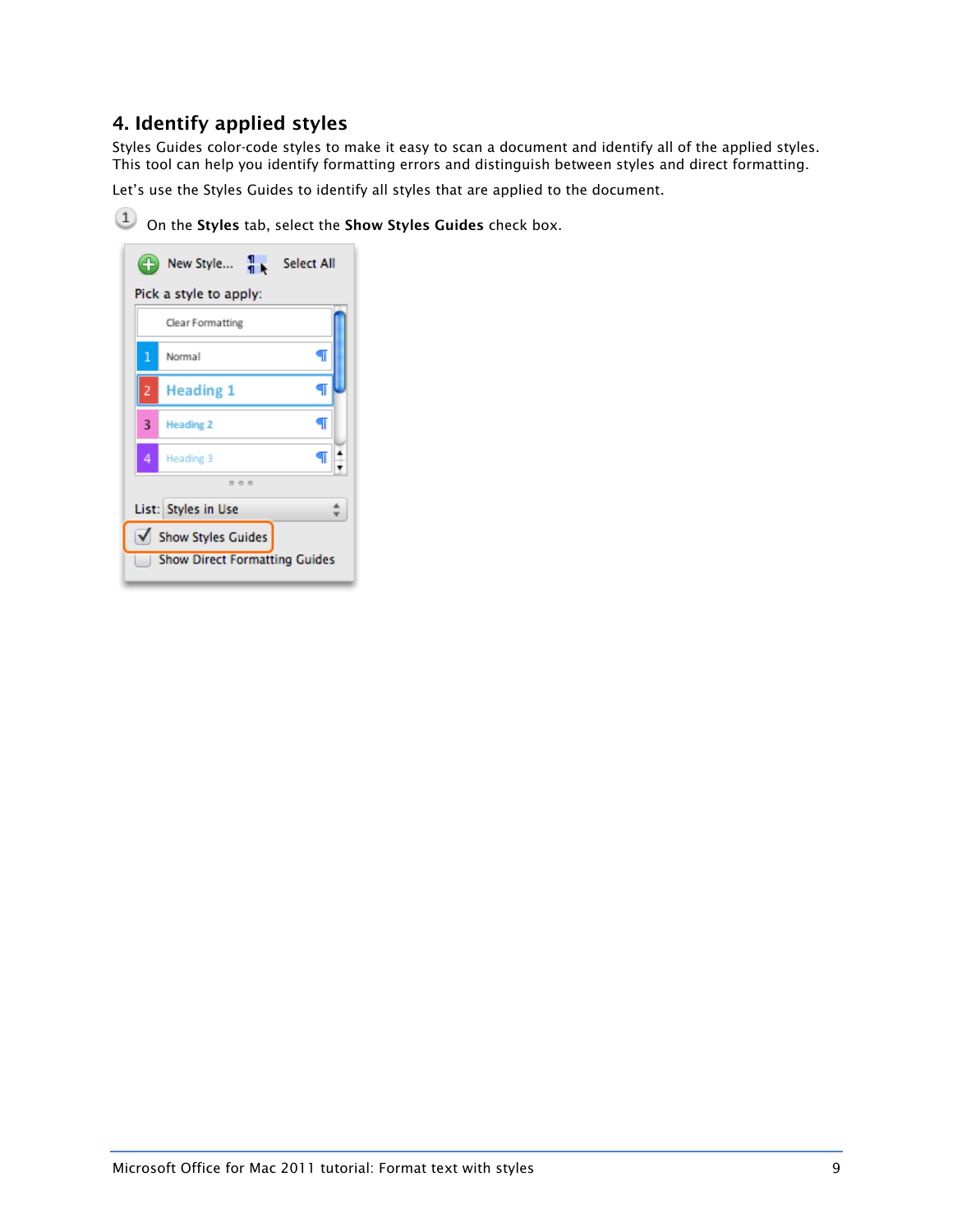## 4. Identify applied styles

Styles Guides color-code styles to make it easy to scan a document and identify all of the applied styles. This tool can help you identify formatting errors and distinguish between styles and direct formatting.

Let's use the Styles Guides to identify all styles that are applied to the document.

1. On the **Styles** tab, select the **Show Styles Guides** check box.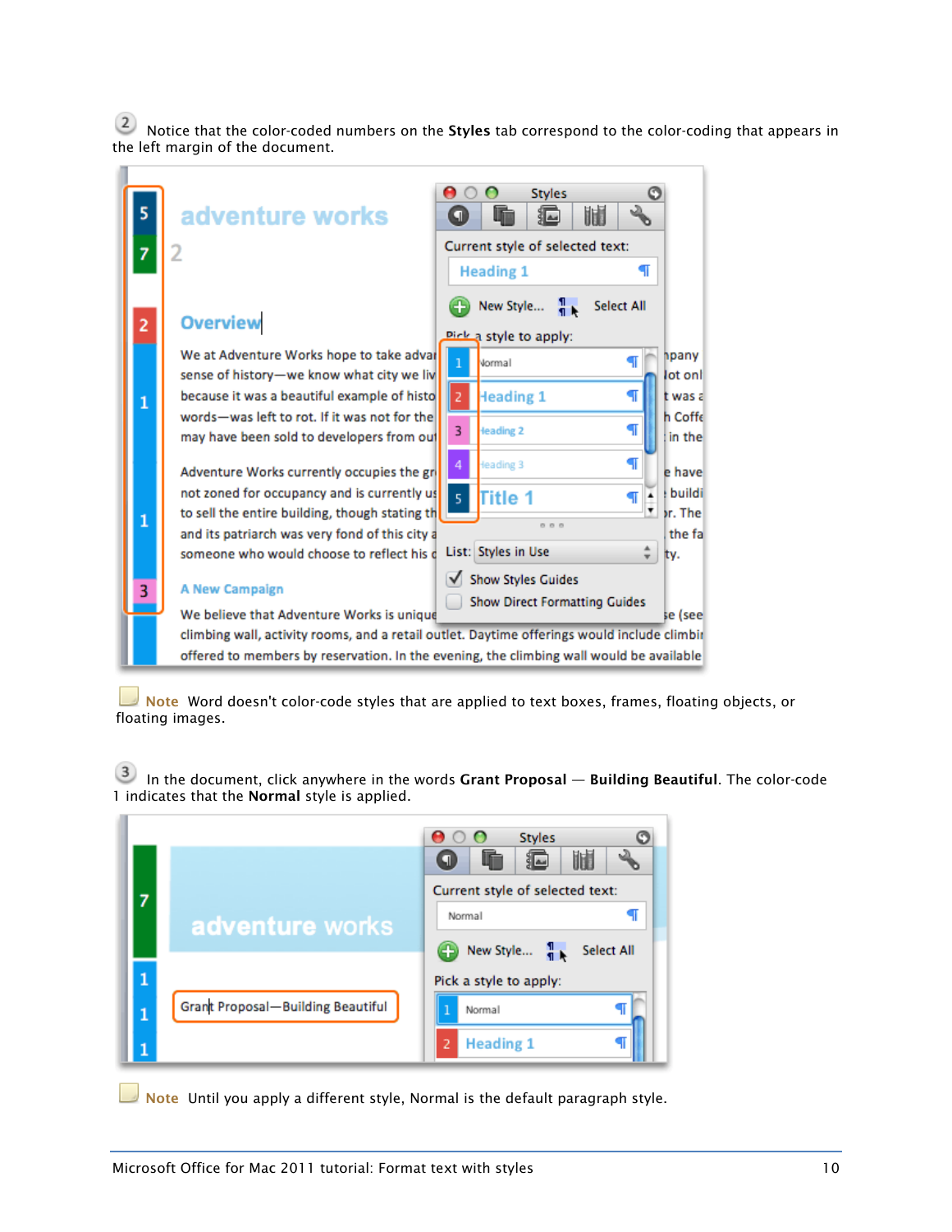2. Notice that the color-coded numbers on the **Styles** tab correspond to the color-coding that appears in the left margin of the document.

**Note** Word doesn't color-code styles that are applied to text boxes, frames, floating objects, or floating images.

3. In the document, click anywhere in the words **Grant Proposal — Building Beautiful**. The color-code 1 indicates that the **Normal** style is applied.

**Note** Until you apply a different style, Normal is the default paragraph style.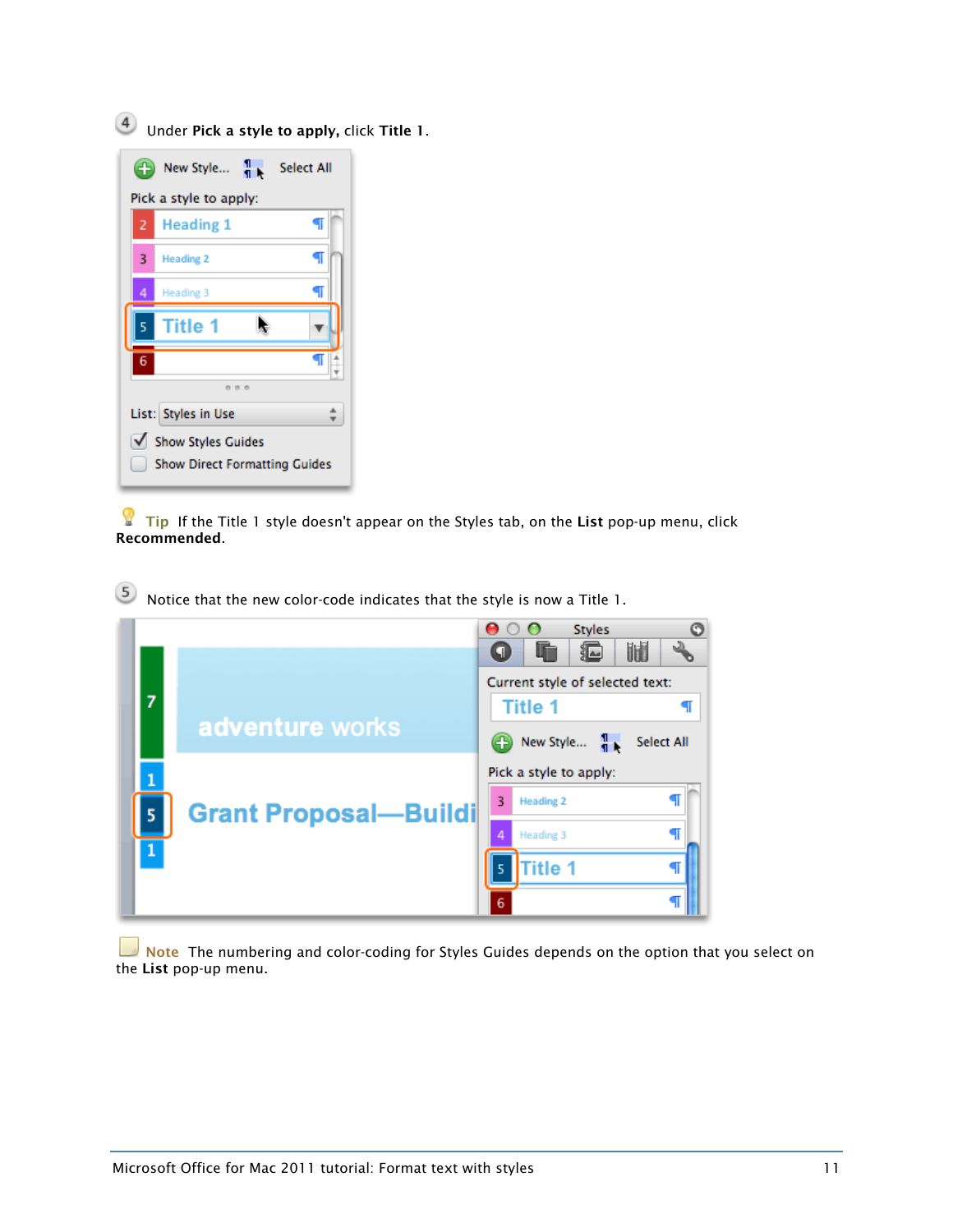4. Under **Pick a style to apply,** click **Title 1**.

**Tip** If the Title 1 style doesn't appear on the Styles tab, on the **List** pop-up menu, click **Recommended**.

5. Notice that the new color-code indicates that the style is now a Title 1.

**Note** The numbering and color-coding for Styles Guides depends on the option that you select on the **List** pop-up menu.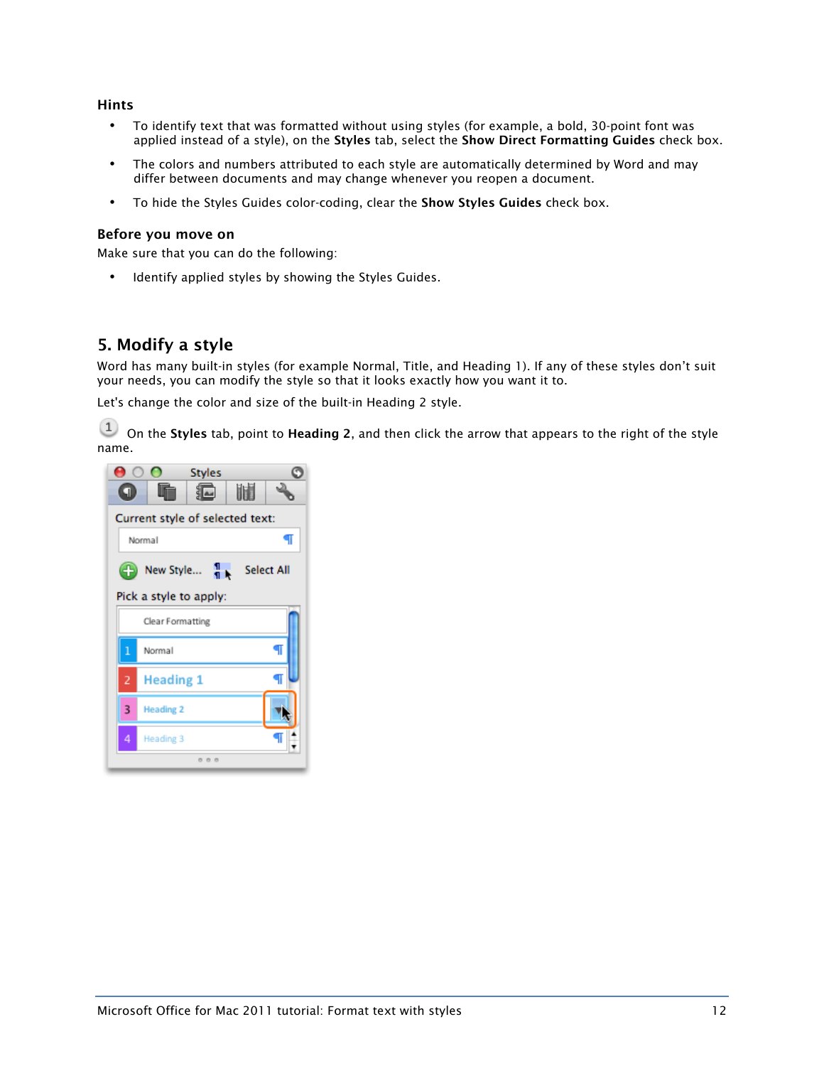### Hints

- To identify text that was formatted without using styles (for example, a bold, 30-point font was applied instead of a style), on the **Styles** tab, select the **Show Direct Formatting Guides** check box.
- The colors and numbers attributed to each style are automatically determined by Word and may differ between documents and may change whenever you reopen a document.
- To hide the Styles Guides color-coding, clear the **Show Styles Guides** check box.

### Before you move on

Make sure that you can do the following:

- Identify applied styles by showing the Styles Guides.

## 5. Modify a style

Word has many built-in styles (for example Normal, Title, and Heading 1). If any of these styles don't suit your needs, you can modify the style so that it looks exactly how you want it to.

Let's change the color and size of the built-in Heading 2 style.

1. On the **Styles** tab, point to **Heading 2**, and then click the arrow that appears to the right of the style name.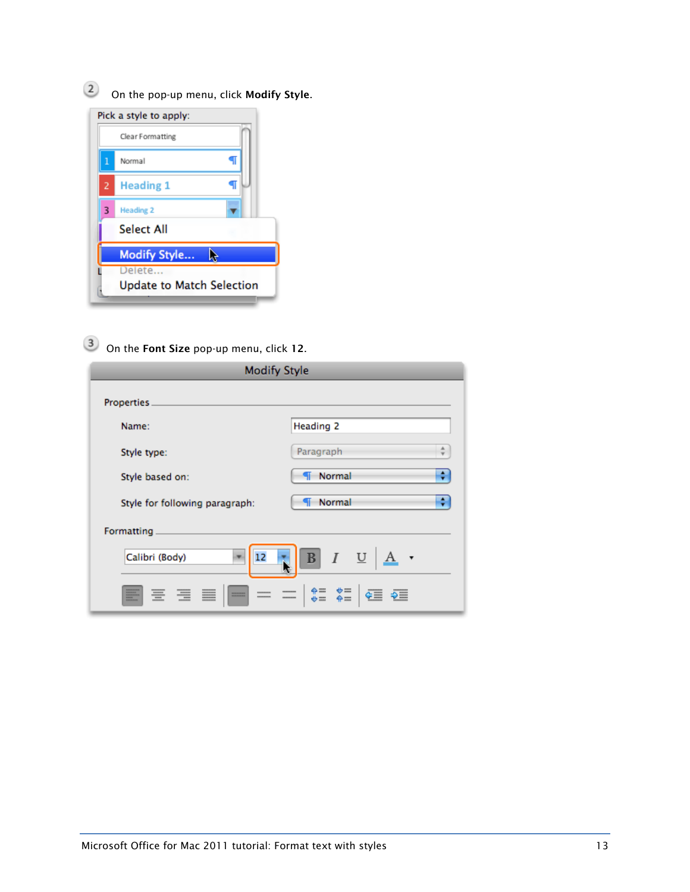2. On the pop-up menu, click **Modify Style**.

3. On the **Font Size** pop-up menu, click **12**.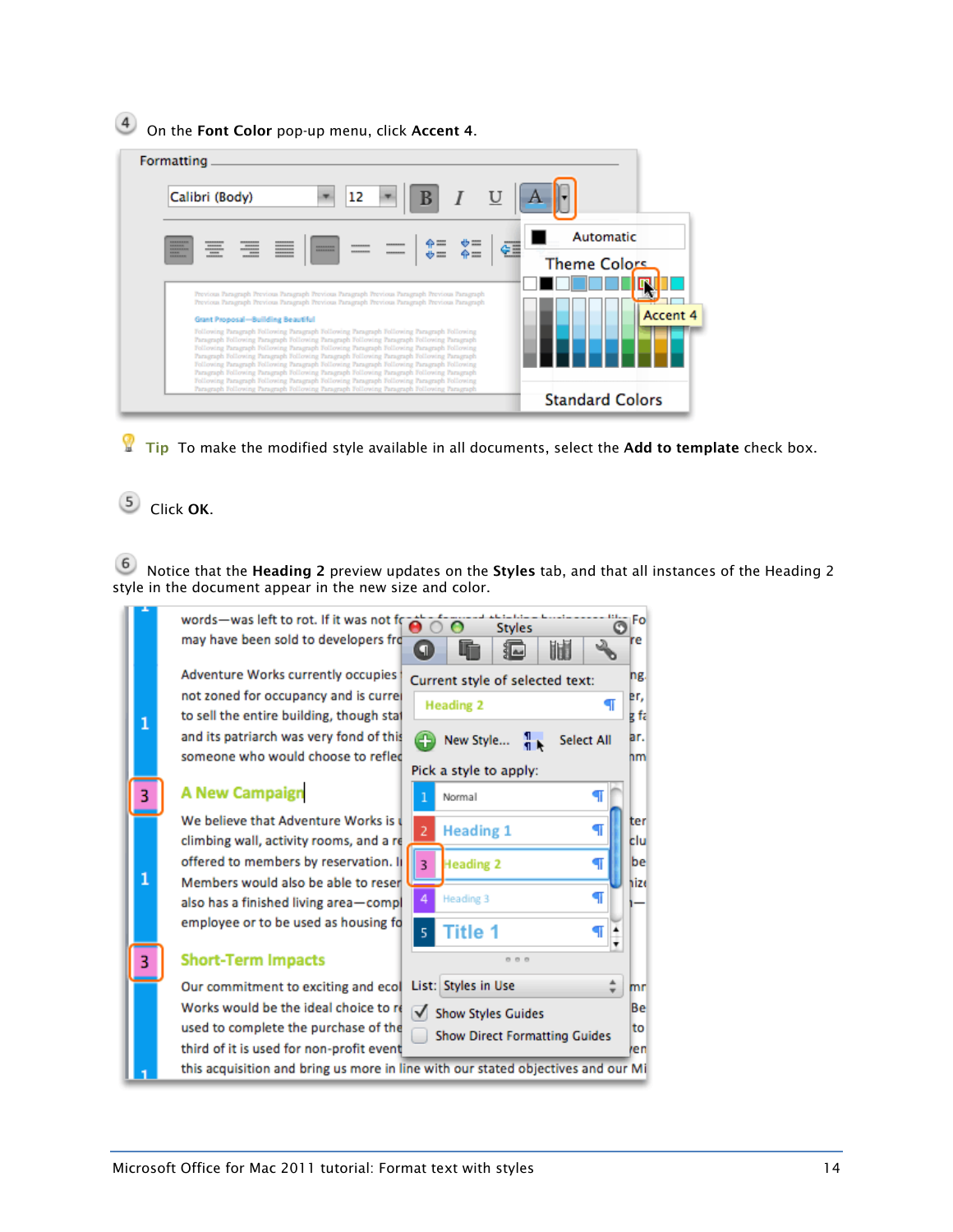4 On the **Font Color** pop-up menu, click **Accent 4**.

**Tip** To make the modified style available in all documents, select the **Add to template** check box.

5 Click **OK**.

6 Notice that the **Heading 2** preview updates on the **Styles** tab, and that all instances of the Heading 2 style in the document appear in the new size and color.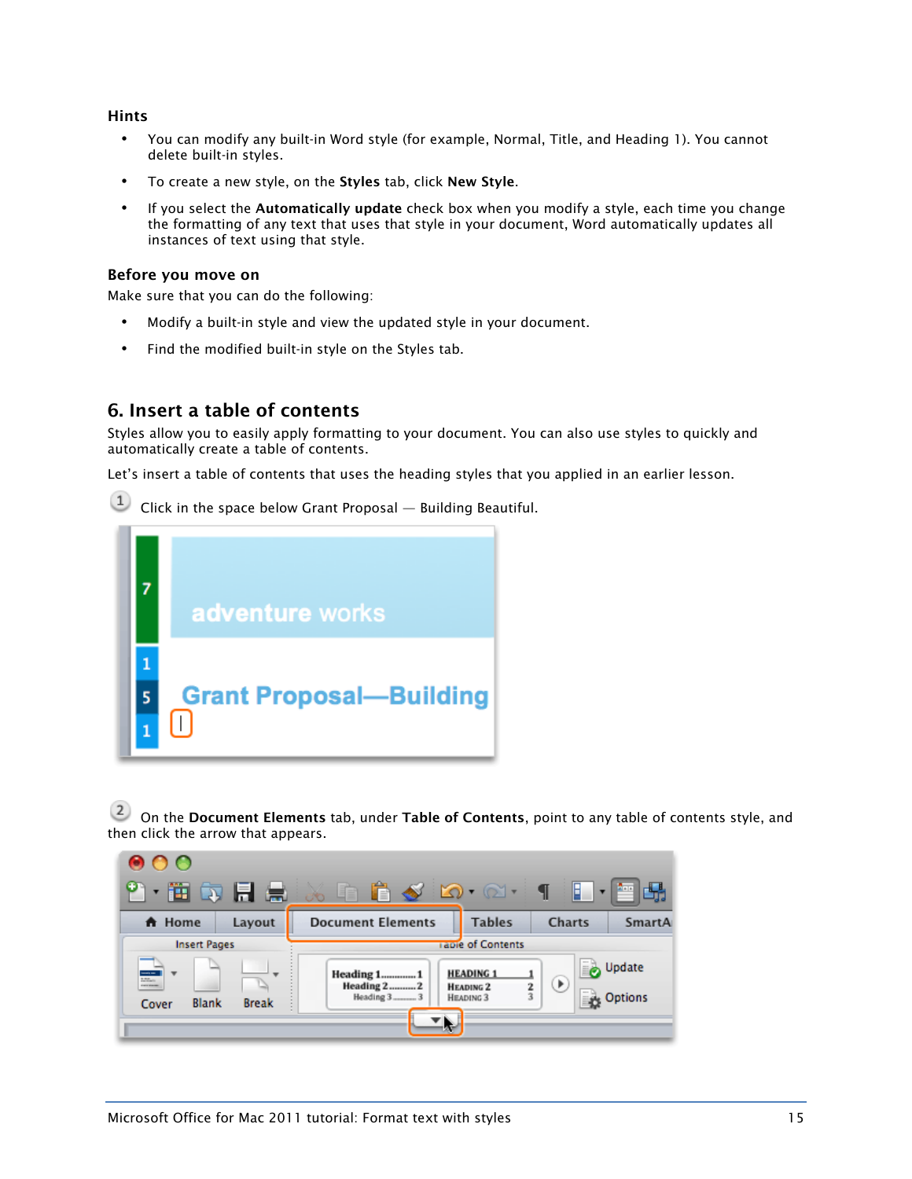### Hints

- You can modify any built-in Word style (for example, Normal, Title, and Heading 1). You cannot delete built-in styles.
- To create a new style, on the **Styles** tab, click **New Style**.
- If you select the **Automatically update** check box when you modify a style, each time you change the formatting of any text that uses that style in your document, Word automatically updates all instances of text using that style.

### Before you move on

Make sure that you can do the following:

- Modify a built-in style and view the updated style in your document.
- Find the modified built-in style on the Styles tab.

## 6. Insert a table of contents

Styles allow you to easily apply formatting to your document. You can also use styles to quickly and automatically create a table of contents.

Let's insert a table of contents that uses the heading styles that you applied in an earlier lesson.

1. Click in the space below Grant Proposal — Building Beautiful.

2. On the **Document Elements** tab, under **Table of Contents**, point to any table of contents style, and then click the arrow that appears.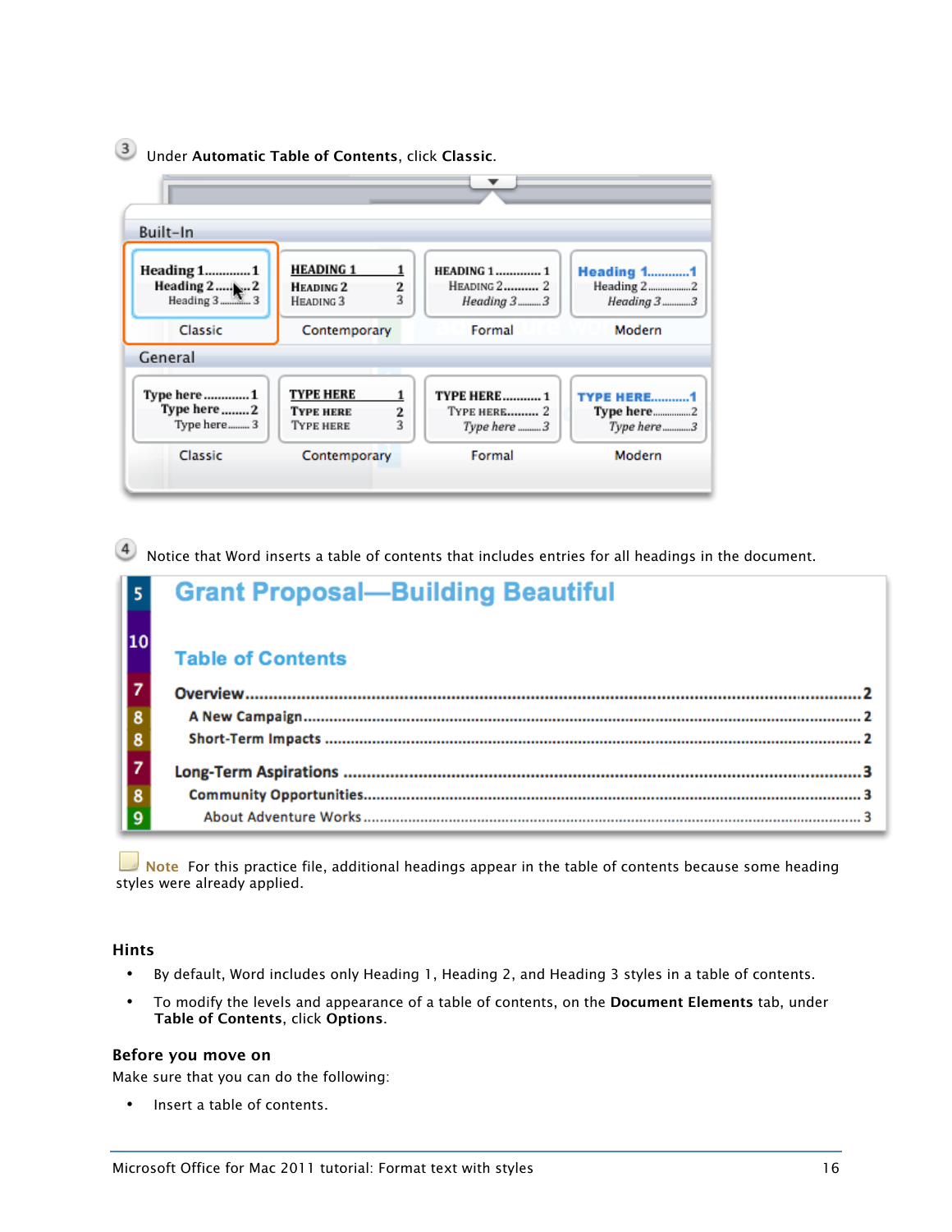3 Under **Automatic Table of Contents**, click **Classic**.

4 Notice that Word inserts a table of contents that includes entries for all headings in the document.

**Note** For this practice file, additional headings appear in the table of contents because some heading styles were already applied.

### Hints

- By default, Word includes only Heading 1, Heading 2, and Heading 3 styles in a table of contents.
- To modify the levels and appearance of a table of contents, on the **Document Elements** tab, under **Table of Contents**, click **Options**.

### Before you move on

Make sure that you can do the following:

- Insert a table of contents.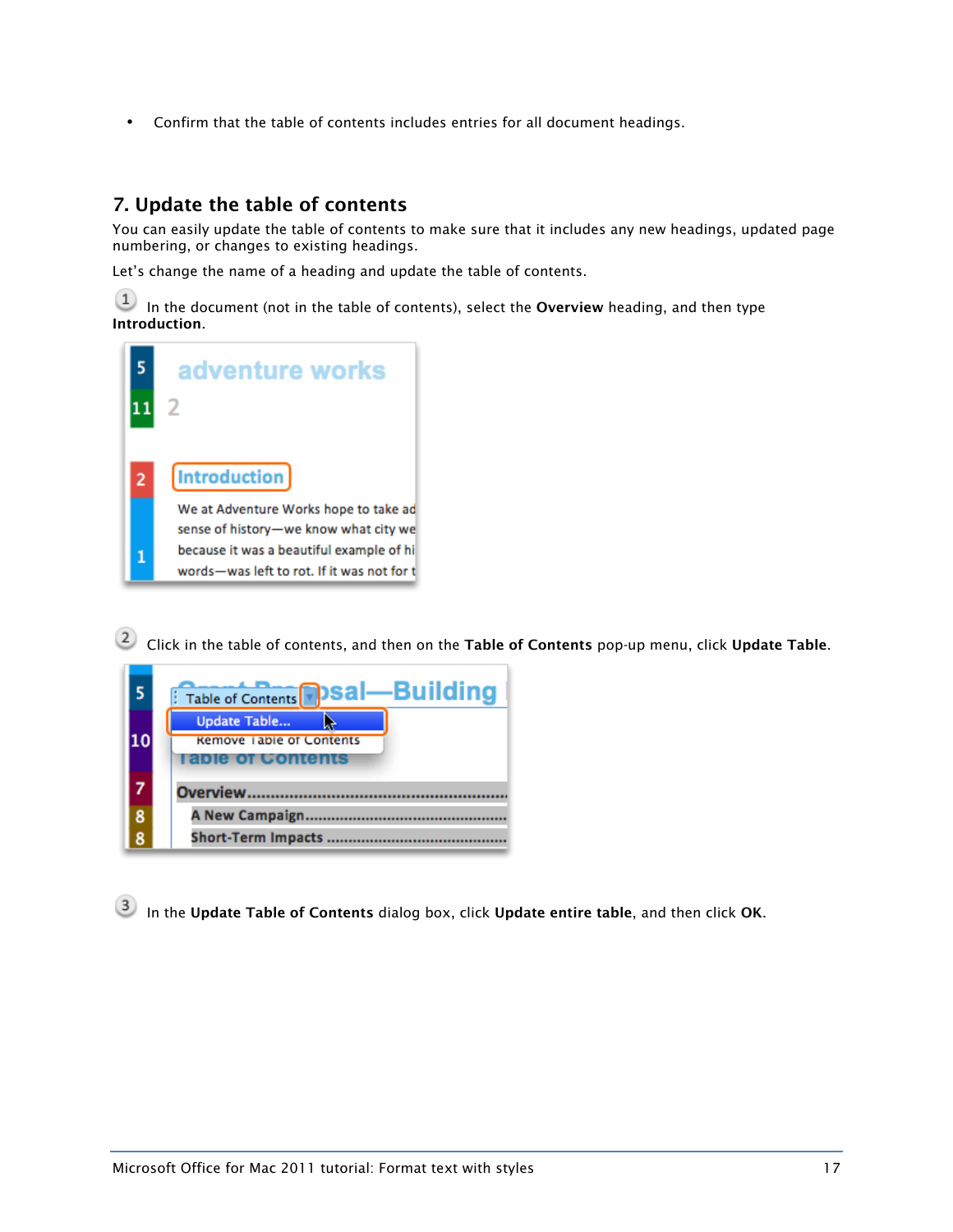- Confirm that the table of contents includes entries for all document headings.

## 7. Update the table of contents

You can easily update the table of contents to make sure that it includes any new headings, updated page numbering, or changes to existing headings.

Let's change the name of a heading and update the table of contents.

1. In the document (not in the table of contents), select the **Overview** heading, and then type **Introduction**.

2. Click in the table of contents, and then on the **Table of Contents** pop-up menu, click **Update Table**.

3. In the **Update Table of Contents** dialog box, click **Update entire table**, and then click **OK**.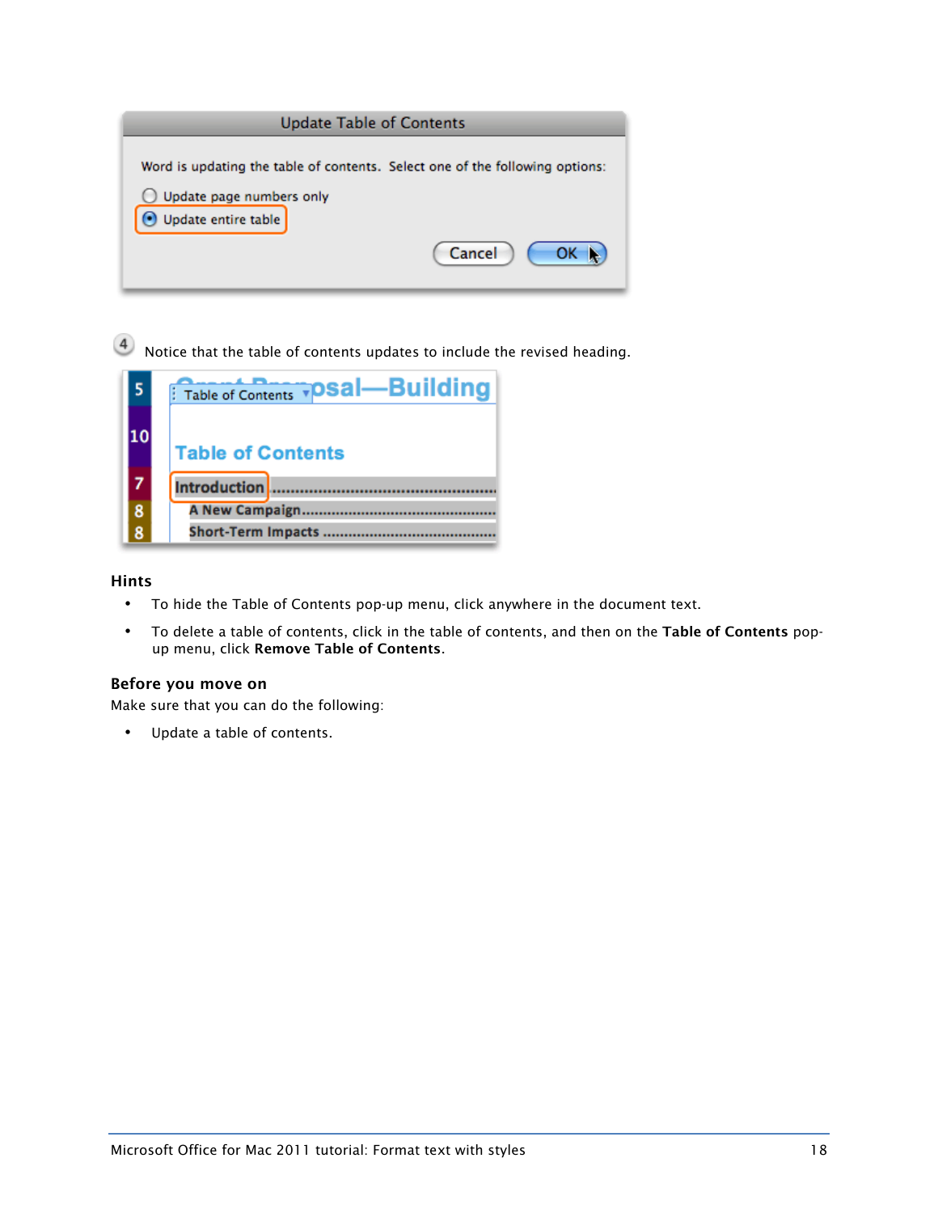4. Notice that the table of contents updates to include the revised heading.

### Hints

- To hide the Table of Contents pop-up menu, click anywhere in the document text.
- To delete a table of contents, click in the table of contents, and then on the **Table of Contents** pop-up menu, click **Remove Table of Contents**.

### Before you move on

Make sure that you can do the following:

- Update a table of contents.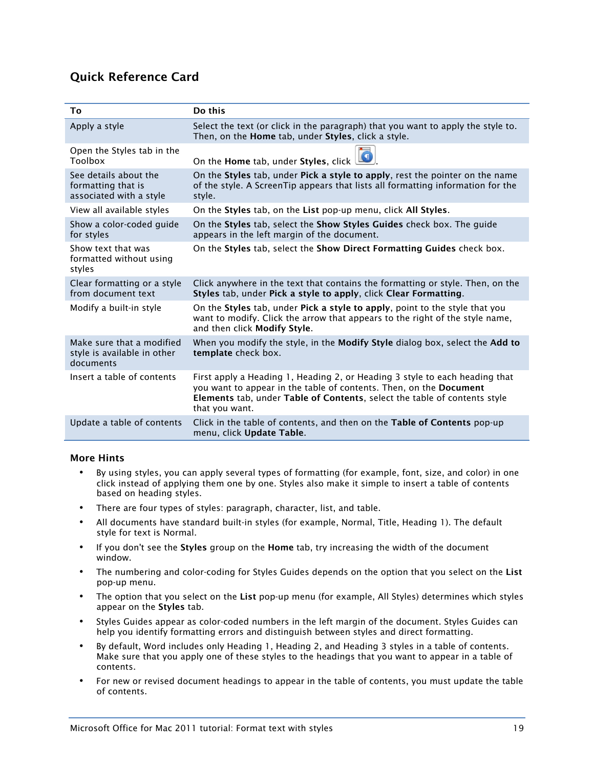## Quick Reference Card

| To | Do this |
|---|---|
| Apply a style | Select the text (or click in the paragraph) that you want to apply the style to. Then, on the **Home** tab, under **Styles**, click a style. |
| Open the Styles tab in the Toolbox | On the **Home** tab, under **Styles**, click . |
| See details about the formatting that is associated with a style | On the **Styles** tab, under **Pick a style to apply**, rest the pointer on the name of the style. A ScreenTip appears that lists all formatting information for the style. |
| View all available styles | On the **Styles** tab, on the **List** pop-up menu, click **All Styles**. |
| Show a color-coded guide for styles | On the **Styles** tab, select the **Show Styles Guides** check box. The guide appears in the left margin of the document. |
| Show text that was formatted without using styles | On the **Styles** tab, select the **Show Direct Formatting Guides** check box. |
| Clear formatting or a style from document text | Click anywhere in the text that contains the formatting or style. Then, on the **Styles** tab, under **Pick a style to apply**, click **Clear Formatting**. |
| Modify a built-in style | On the **Styles** tab, under **Pick a style to apply**, point to the style that you want to modify. Click the arrow that appears to the right of the style name, and then click **Modify Style**. |
| Make sure that a modified style is available in other documents | When you modify the style, in the **Modify Style** dialog box, select the **Add to template** check box. |
| Insert a table of contents | First apply a Heading 1, Heading 2, or Heading 3 style to each heading that you want to appear in the table of contents. Then, on the **Document Elements** tab, under **Table of Contents**, select the table of contents style that you want. |
| Update a table of contents | Click in the table of contents, and then on the **Table of Contents** pop-up menu, click **Update Table**. |

### More Hints

- By using styles, you can apply several types of formatting (for example, font, size, and color) in one click instead of applying them one by one. Styles also make it simple to insert a table of contents based on heading styles.
- There are four types of styles: paragraph, character, list, and table.
- All documents have standard built-in styles (for example, Normal, Title, Heading 1). The default style for text is Normal.
- If you don't see the **Styles** group on the **Home** tab, try increasing the width of the document window.
- The numbering and color-coding for Styles Guides depends on the option that you select on the **List** pop-up menu.
- The option that you select on the **List** pop-up menu (for example, All Styles) determines which styles appear on the **Styles** tab.
- Styles Guides appear as color-coded numbers in the left margin of the document. Styles Guides can help you identify formatting errors and distinguish between styles and direct formatting.
- By default, Word includes only Heading 1, Heading 2, and Heading 3 styles in a table of contents. Make sure that you apply one of these styles to the headings that you want to appear in a table of contents.
- For new or revised document headings to appear in the table of contents, you must update the table of contents.